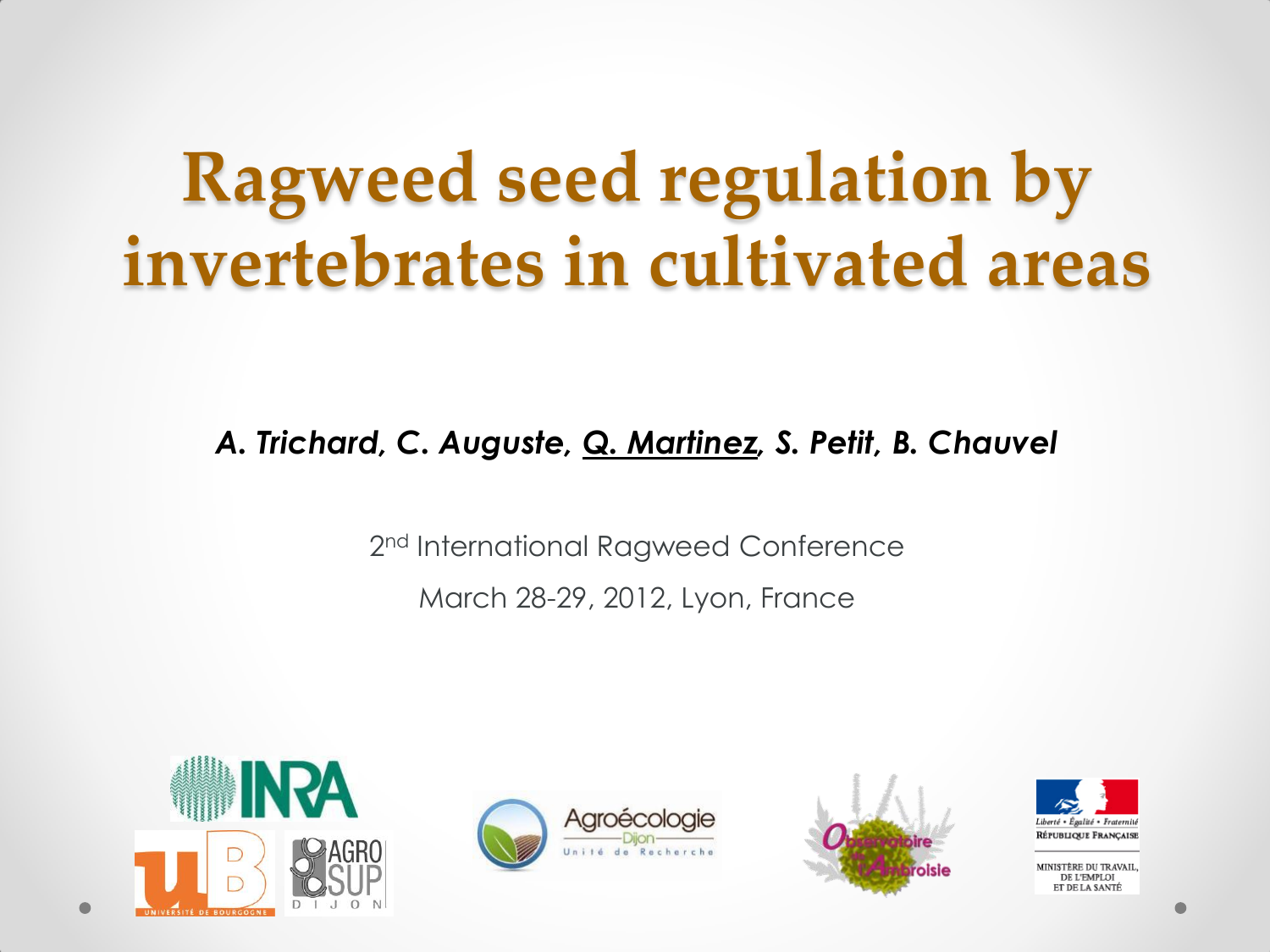# Ragweed seed regulation by invertebrates in cultivated areas

***A. Trichard, C. Auguste, Q. Martinez, S. Petit, B. Chauvel***

2nd International Ragweed Conference

March 28-29, 2012, Lyon, France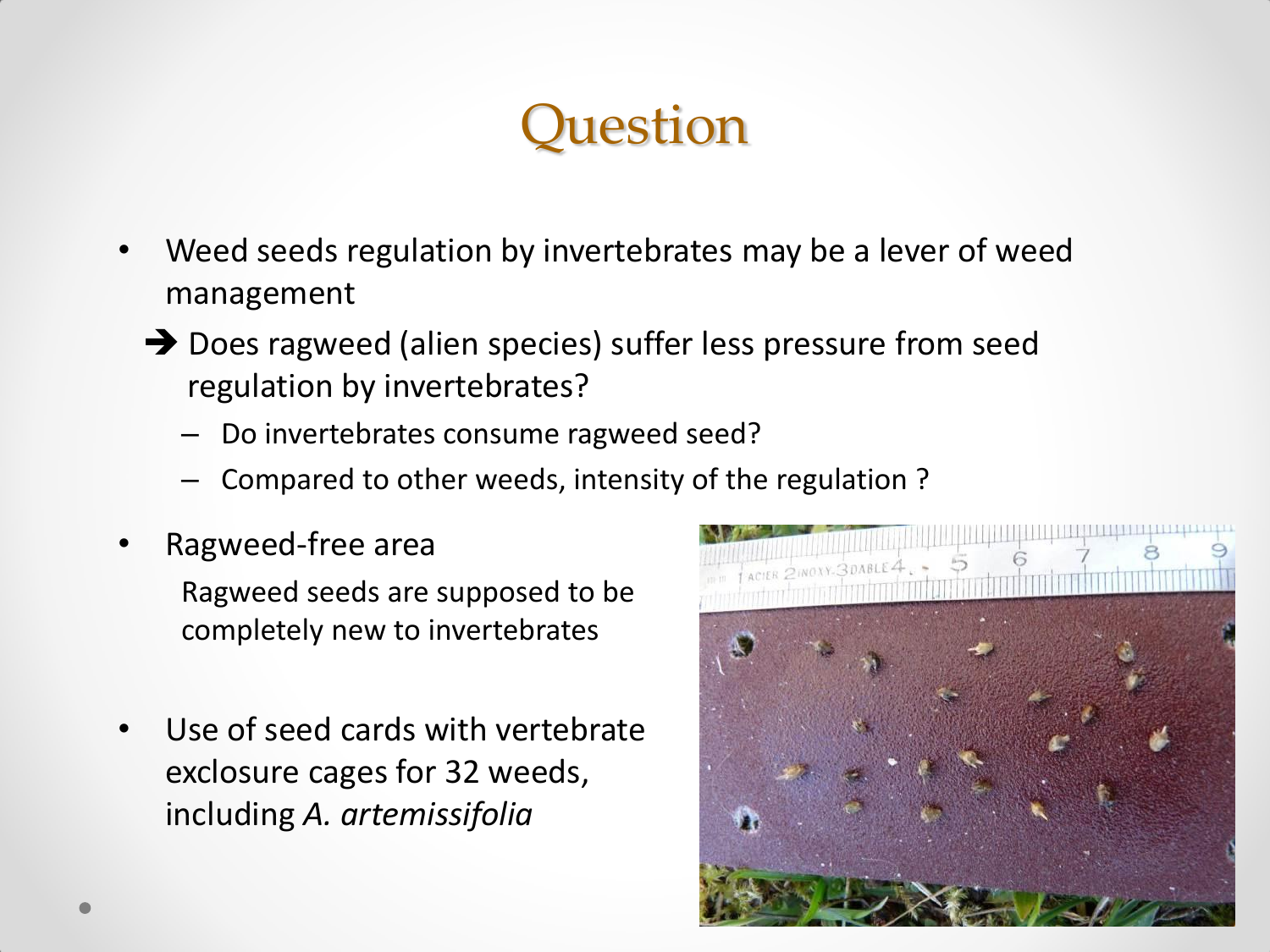# Question

- Weed seeds regulation by invertebrates may be a lever of weed management

  ➔ Does ragweed (alien species) suffer less pressure from seed regulation by invertebrates?

  - Do invertebrates consume ragweed seed?
  - Compared to other weeds, intensity of the regulation ?

- Ragweed-free area

  Ragweed seeds are supposed to be completely new to invertebrates

- Use of seed cards with vertebrate exclosure cages for 32 weeds, including *A. artemissifolia*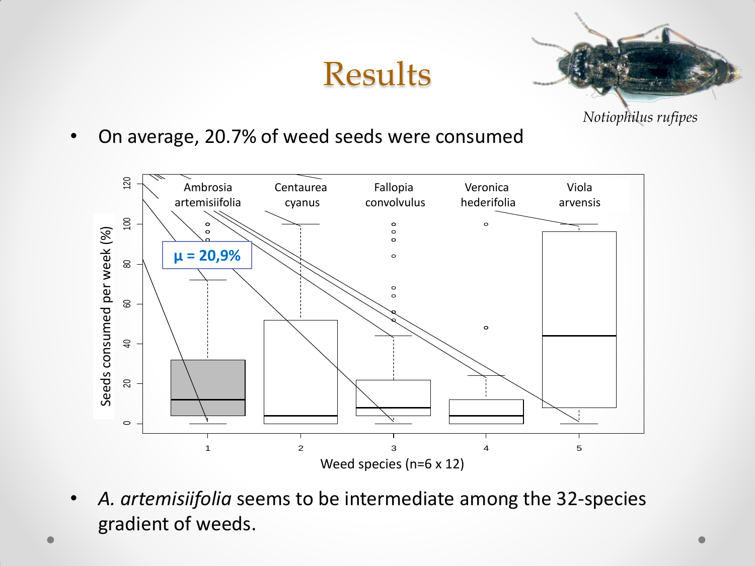# Results

*Notiophilus rufipes*

- On average, 20.7% of weed seeds were consumed

μ = 20,9%

Seeds consumed per week (%)

Ambrosia artemisiifolia | Centaurea cyanus | Fallopia convolvulus | Veronica hederifolia | Viola arvensis

Weed species (n=6 x 12)

- *A. artemisiifolia* seems to be intermediate among the 32-species gradient of weeds.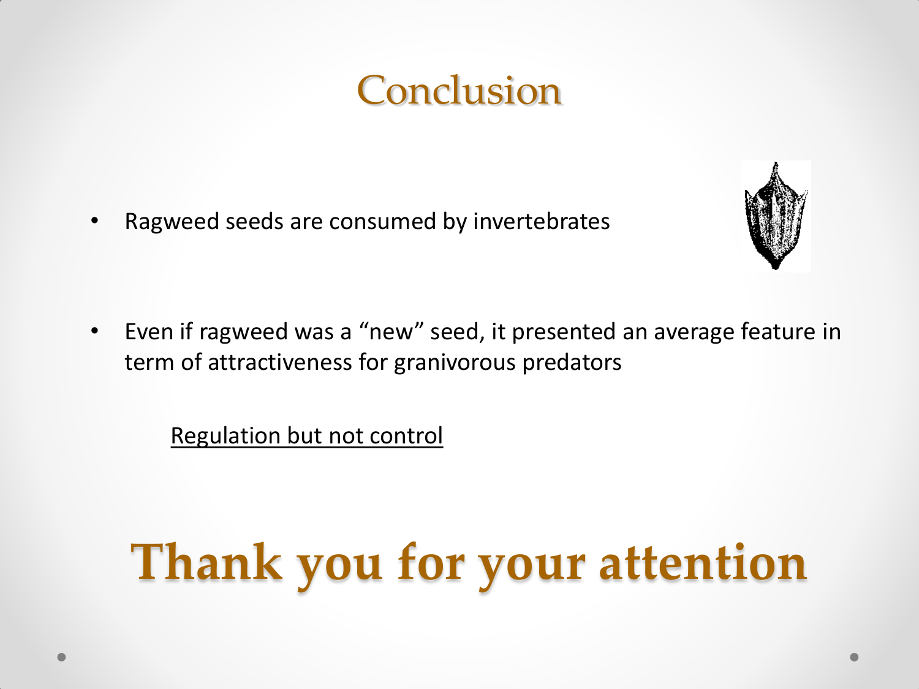# Conclusion

- Ragweed seeds are consumed by invertebrates

- Even if ragweed was a “new” seed, it presented an average feature in term of attractiveness for granivorous predators

  Regulation but not control

# Thank you for your attention